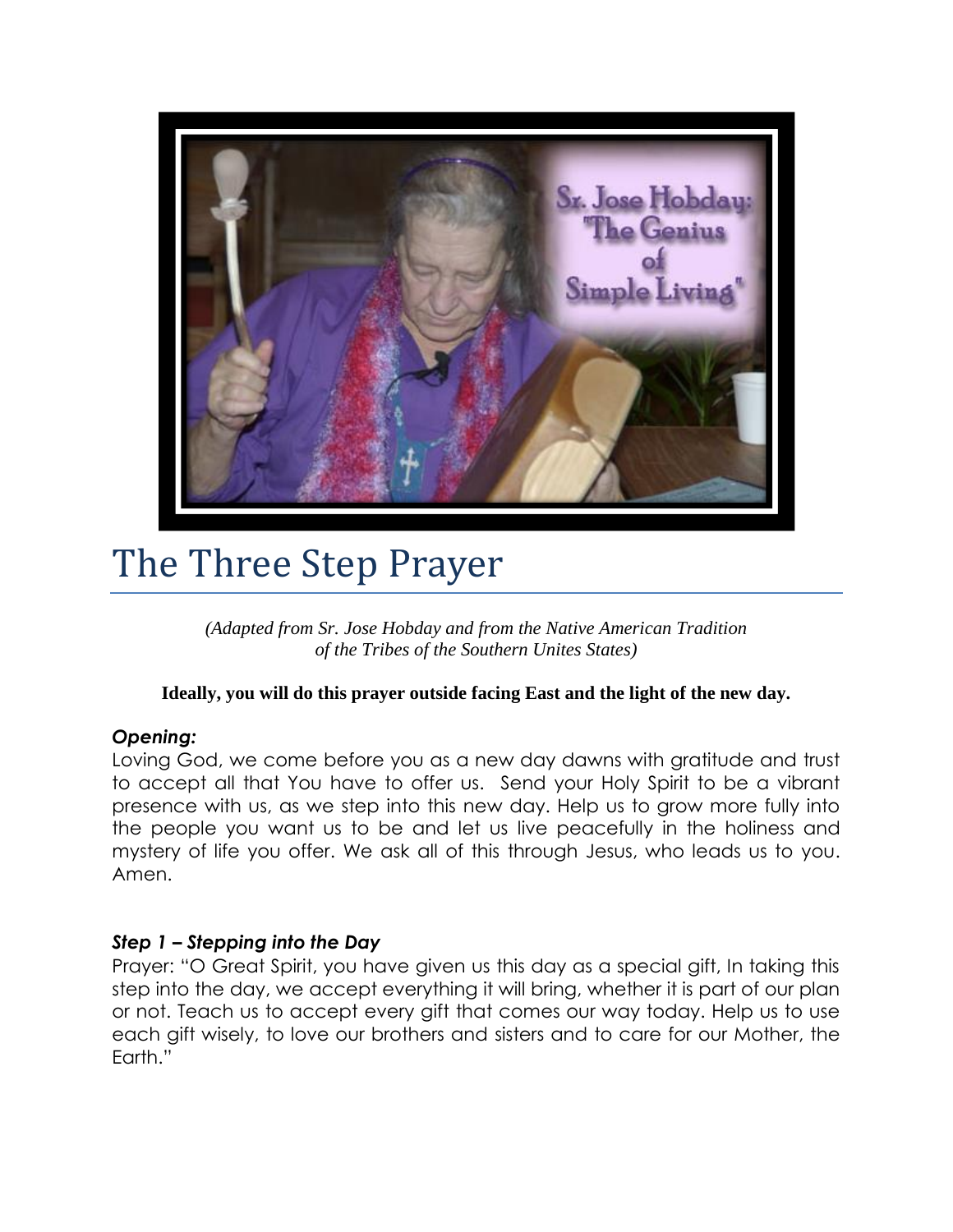# The Three Step Prayer

*(Adapted from Sr. Jose Hobday and from the Native American Tradition of the Tribes of the Southern Unites States)*

**Ideally, you will do this prayer outside facing East and the light of the new day.**

***Opening:***

Loving God, we come before you as a new day dawns with gratitude and trust to accept all that You have to offer us. Send your Holy Spirit to be a vibrant presence with us, as we step into this new day. Help us to grow more fully into the people you want us to be and let us live peacefully in the holiness and mystery of life you offer. We ask all of this through Jesus, who leads us to you. Amen.

***Step 1 – Stepping into the Day***

Prayer: "O Great Spirit, you have given us this day as a special gift, In taking this step into the day, we accept everything it will bring, whether it is part of our plan or not. Teach us to accept every gift that comes our way today. Help us to use each gift wisely, to love our brothers and sisters and to care for our Mother, the Earth."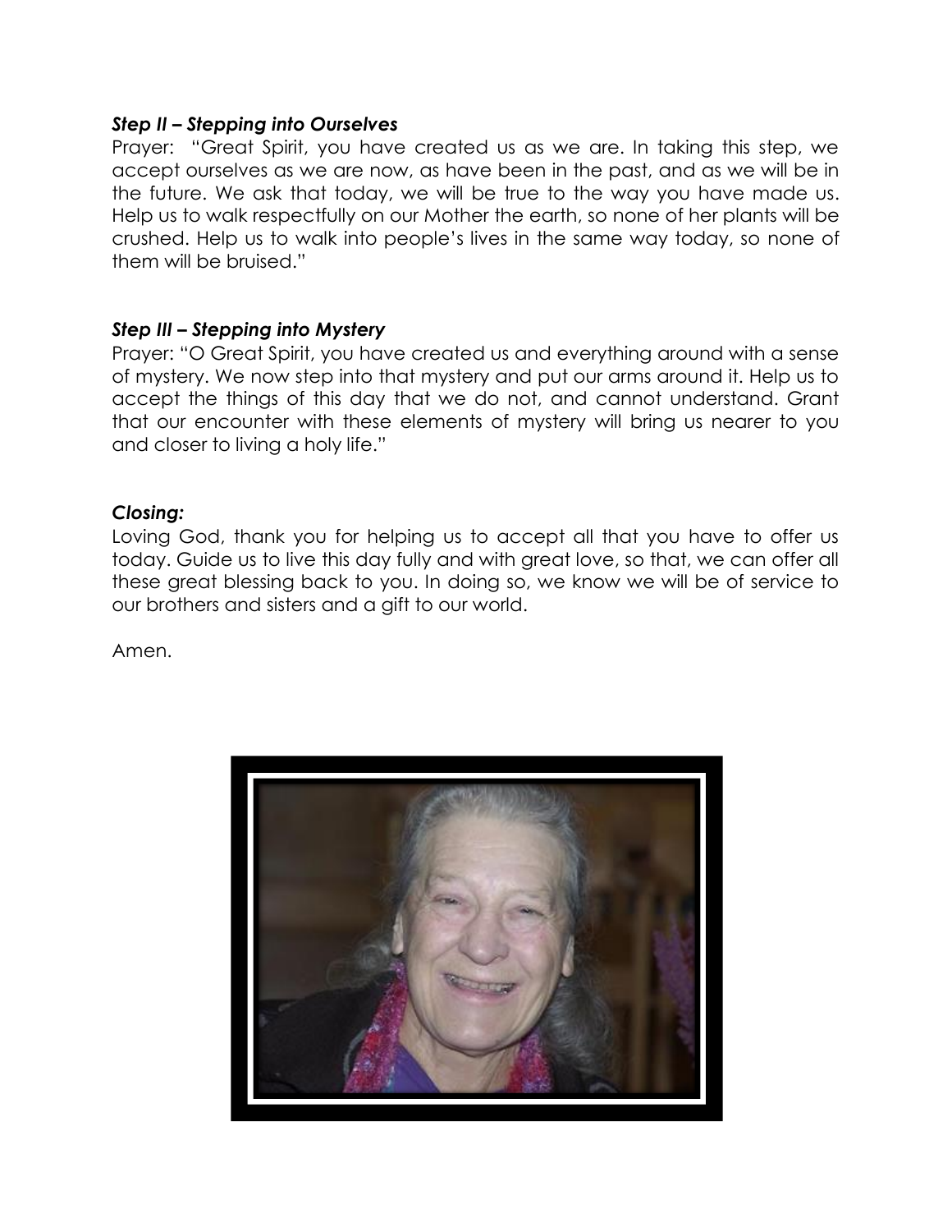***Step II – Stepping into Ourselves***

Prayer: "Great Spirit, you have created us as we are. In taking this step, we accept ourselves as we are now, as have been in the past, and as we will be in the future. We ask that today, we will be true to the way you have made us. Help us to walk respectfully on our Mother the earth, so none of her plants will be crushed. Help us to walk into people's lives in the same way today, so none of them will be bruised."

***Step III – Stepping into Mystery***

Prayer: "O Great Spirit, you have created us and everything around with a sense of mystery. We now step into that mystery and put our arms around it. Help us to accept the things of this day that we do not, and cannot understand. Grant that our encounter with these elements of mystery will bring us nearer to you and closer to living a holy life."

***Closing:***

Loving God, thank you for helping us to accept all that you have to offer us today. Guide us to live this day fully and with great love, so that, we can offer all these great blessing back to you. In doing so, we know we will be of service to our brothers and sisters and a gift to our world.

Amen.